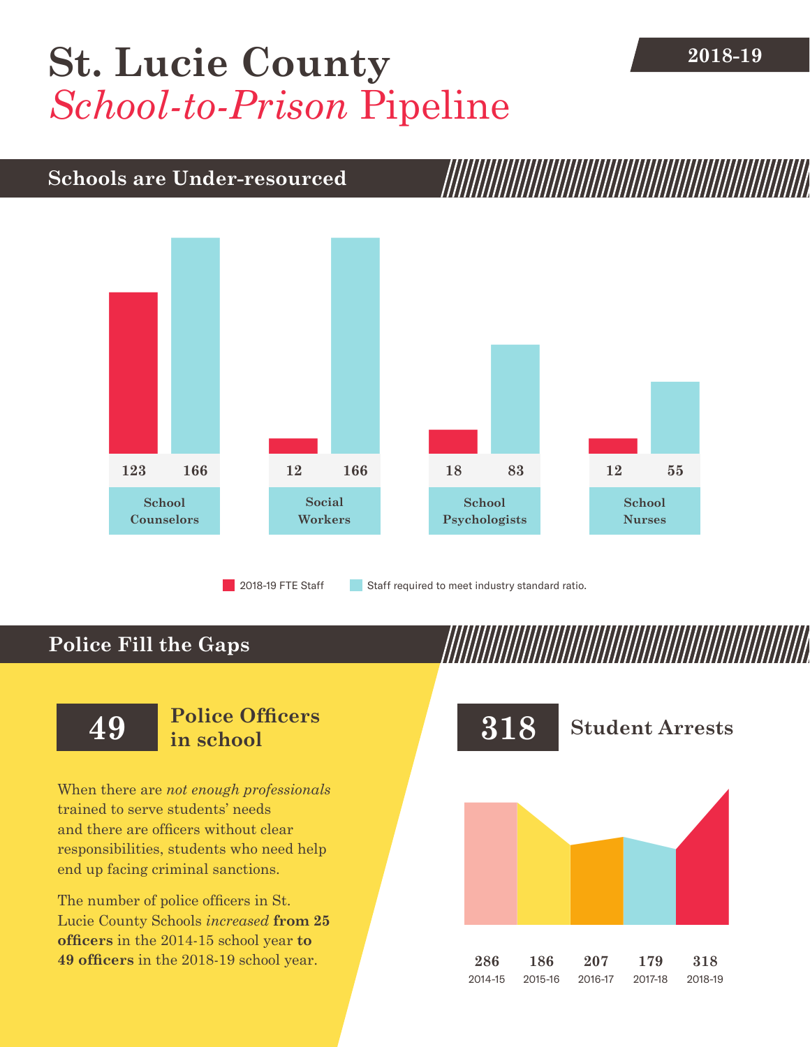# St. Lucie County *School-to-Prison* Pipeline

2018-19

## Schools are Under-resourced

| | 2018-19 FTE Staff | Staff required to meet industry standard ratio. |
|---|---|---|
| School Counselors | 123 | 166 |
| Social Workers | 12 | 166 |
| School Psychologists | 18 | 83 |
| School Nurses | 12 | 55 |

## Police Fill the Gaps

### 49 Police Officers in school

When there are *not enough professionals* trained to serve students' needs and there are officers without clear responsibilities, students who need help end up facing criminal sanctions.

The number of police officers in St. Lucie County Schools *increased* **from 25 officers** in the 2014-15 school year **to 49 officers** in the 2018-19 school year.

### 318 Student Arrests

| 2014-15 | 2015-16 | 2016-17 | 2017-18 | 2018-19 |
|---|---|---|---|---|
| 286 | 186 | 207 | 179 | 318 |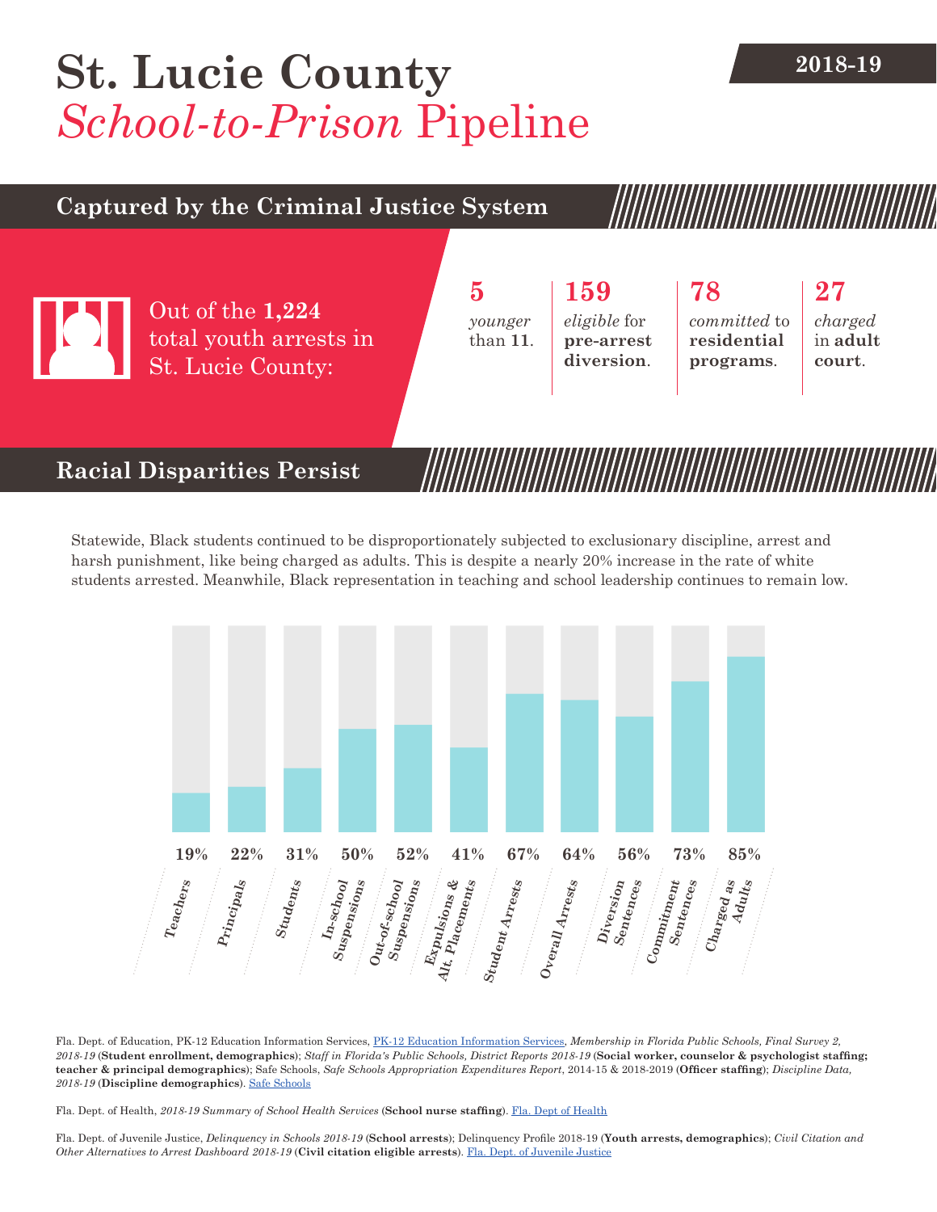# St. Lucie County *School-to-Prison* Pipeline

**2018-19**

## Captured by the Criminal Justice System

Out of the **1,224** total youth arrests in St. Lucie County:

- **5** *younger* than **11**.
- **159** *eligible* for **pre-arrest diversion**.
- **78** *committed* to **residential programs**.
- **27** *charged* in **adult court**.

## Racial Disparities Persist

Statewide, Black students continued to be disproportionately subjected to exclusionary discipline, arrest and harsh punishment, like being charged as adults. This is despite a nearly 20% increase in the rate of white students arrested. Meanwhile, Black representation in teaching and school leadership continues to remain low.

19% Teachers
22% Principals
31% Students
50% In-school Suspensions
52% Out-of-school Suspensions
41% Expulsions & Alt. Placements
67% Student Arrests
64% Overall Arrests
56% Diversion Sentences
73% Commitment Sentences
85% Charged as Adults

Fla. Dept. of Education, PK-12 Education Information Services, PK-12 Education Information Services, *Membership in Florida Public Schools, Final Survey 2, 2018-19* (**Student enrollment, demographics**); *Staff in Florida's Public Schools, District Reports 2018-19* (**Social worker, counselor & psychologist staffing; teacher & principal demographics**); Safe Schools, *Safe Schools Appropriation Expenditures Report*, 2014-15 & 2018-2019 (**Officer staffing**); *Discipline Data, 2018-19* (**Discipline demographics**). Safe Schools

Fla. Dept. of Health, *2018-19 Summary of School Health Services* (**School nurse staffing**). Fla. Dept of Health

Fla. Dept. of Juvenile Justice, *Delinquency in Schools 2018-19* (**School arrests**); Delinquency Profile 2018-19 (**Youth arrests, demographics**); *Civil Citation and Other Alternatives to Arrest Dashboard 2018-19* (**Civil citation eligible arrests**). Fla. Dept. of Juvenile Justice